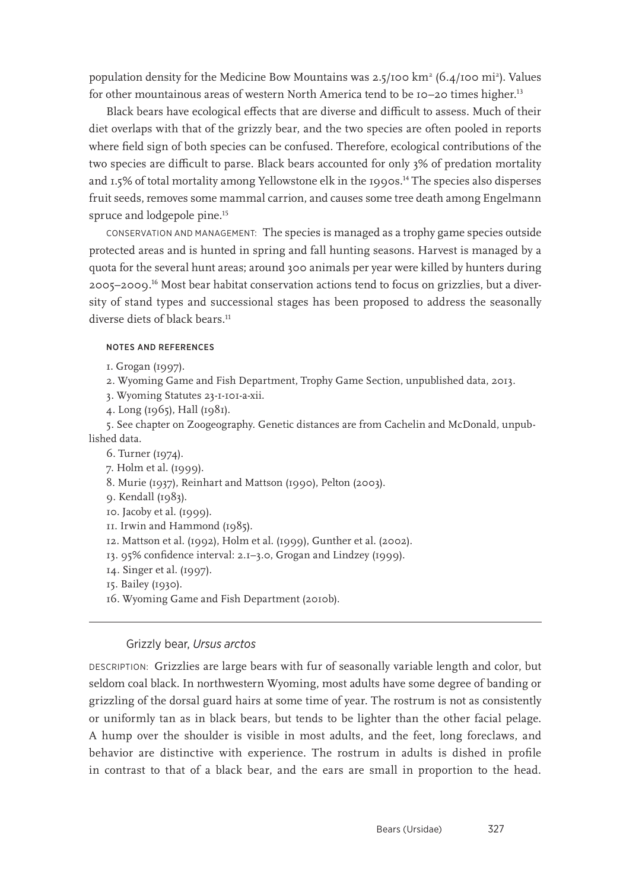population density for the Medicine Bow Mountains was 2.5/100 $km^2$ (6.4/100 $mi^2$). Values for other mountainous areas of western North America tend to be 10–20 times higher.[13]

Black bears have ecological effects that are diverse and difficult to assess. Much of their diet overlaps with that of the grizzly bear, and the two species are often pooled in reports where field sign of both species can be confused. Therefore, ecological contributions of the two species are difficult to parse. Black bears accounted for only 3% of predation mortality and 1.5% of total mortality among Yellowstone elk in the 1990s.[14] The species also disperses fruit seeds, removes some mammal carrion, and causes some tree death among Engelmann spruce and lodgepole pine.[15]

CONSERVATION AND MANAGEMENT: The species is managed as a trophy game species outside protected areas and is hunted in spring and fall hunting seasons. Harvest is managed by a quota for the several hunt areas; around 300 animals per year were killed by hunters during 2005–2009.[16] Most bear habitat conservation actions tend to focus on grizzlies, but a diversity of stand types and successional stages has been proposed to address the seasonally diverse diets of black bears.[11]

#### NOTES AND REFERENCES

1. Grogan (1997).
2. Wyoming Game and Fish Department, Trophy Game Section, unpublished data, 2013.
3. Wyoming Statutes 23-1-101-a-xii.
4. Long (1965), Hall (1981).
5. See chapter on Zoogeography. Genetic distances are from Cachelin and McDonald, unpublished data.
6. Turner (1974).
7. Holm et al. (1999).
8. Murie (1937), Reinhart and Mattson (1990), Pelton (2003).
9. Kendall (1983).
10. Jacoby et al. (1999).
11. Irwin and Hammond (1985).
12. Mattson et al. (1992), Holm et al. (1999), Gunther et al. (2002).
13. 95% confidence interval: 2.1–3.0, Grogan and Lindzey (1999).
14. Singer et al. (1997).
15. Bailey (1930).
16. Wyoming Game and Fish Department (2010b).

---

### Grizzly bear, *Ursus arctos*

DESCRIPTION: Grizzlies are large bears with fur of seasonally variable length and color, but seldom coal black. In northwestern Wyoming, most adults have some degree of banding or grizzling of the dorsal guard hairs at some time of year. The rostrum is not as consistently or uniformly tan as in black bears, but tends to be lighter than the other facial pelage. A hump over the shoulder is visible in most adults, and the feet, long foreclaws, and behavior are distinctive with experience. The rostrum in adults is dished in profile in contrast to that of a black bear, and the ears are small in proportion to the head.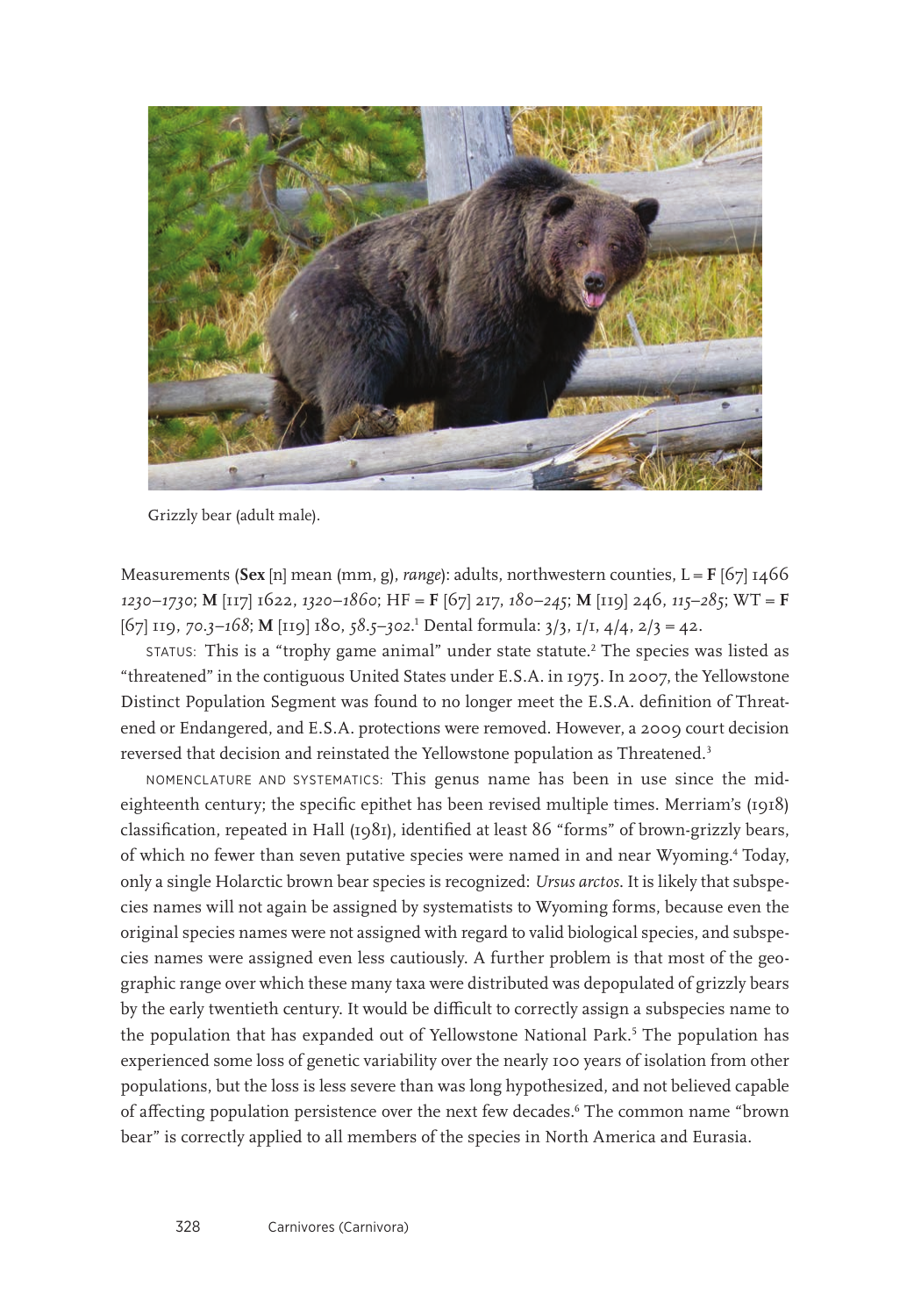Grizzly bear (adult male).

Measurements (**Sex** [n] mean (mm, g), *range*): adults, northwestern counties, L = **F** [67] 1466 *1230–1730*; **M** [117] 1622, *1320–1860*; HF = **F** [67] 217, *180–245*; **M** [119] 246, *115–285*; WT = **F** [67] 119, *70.3–168*; **M** [119] 180, *58.5–302*.[1] Dental formula: 3/3, 1/1, 4/4, 2/3 = 42.

STATUS: This is a "trophy game animal" under state statute.[2] The species was listed as "threatened" in the contiguous United States under E.S.A. in 1975. In 2007, the Yellowstone Distinct Population Segment was found to no longer meet the E.S.A. definition of Threatened or Endangered, and E.S.A. protections were removed. However, a 2009 court decision reversed that decision and reinstated the Yellowstone population as Threatened.[3]

NOMENCLATURE AND SYSTEMATICS: This genus name has been in use since the mid-eighteenth century; the specific epithet has been revised multiple times. Merriam's (1918) classification, repeated in Hall (1981), identified at least 86 "forms" of brown-grizzly bears, of which no fewer than seven putative species were named in and near Wyoming.[4] Today, only a single Holarctic brown bear species is recognized: *Ursus arctos*. It is likely that subspecies names will not again be assigned by systematists to Wyoming forms, because even the original species names were not assigned with regard to valid biological species, and subspecies names were assigned even less cautiously. A further problem is that most of the geographic range over which these many taxa were distributed was depopulated of grizzly bears by the early twentieth century. It would be difficult to correctly assign a subspecies name to the population that has expanded out of Yellowstone National Park.[5] The population has experienced some loss of genetic variability over the nearly 100 years of isolation from other populations, but the loss is less severe than was long hypothesized, and not believed capable of affecting population persistence over the next few decades.[6] The common name "brown bear" is correctly applied to all members of the species in North America and Eurasia.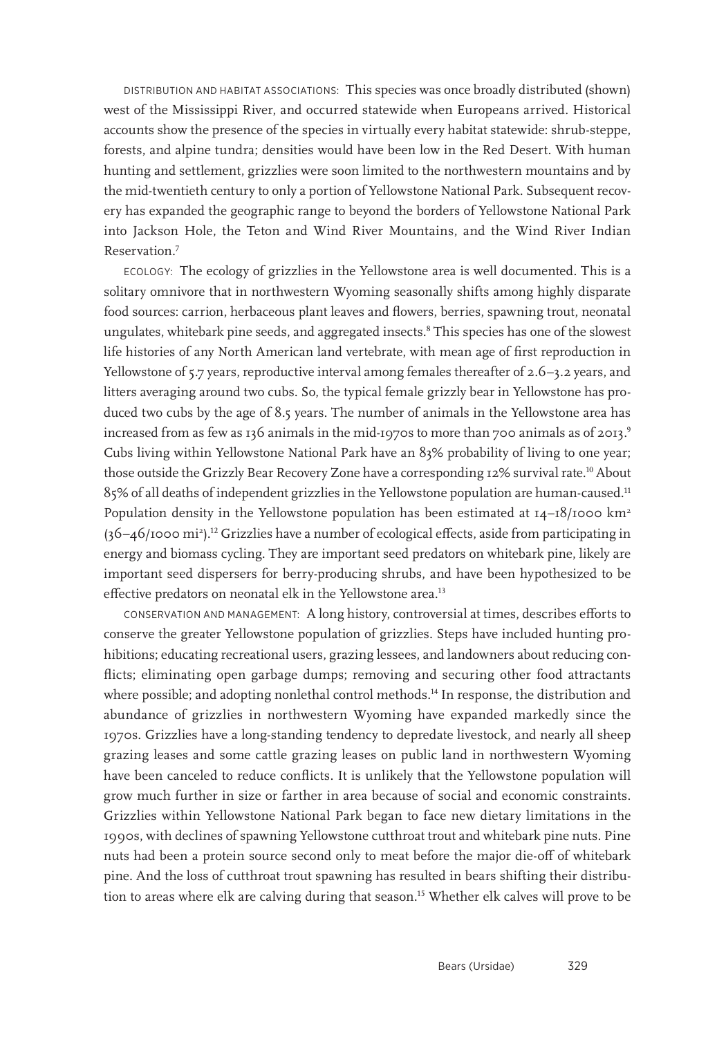DISTRIBUTION AND HABITAT ASSOCIATIONS: This species was once broadly distributed (shown) west of the Mississippi River, and occurred statewide when Europeans arrived. Historical accounts show the presence of the species in virtually every habitat statewide: shrub-steppe, forests, and alpine tundra; densities would have been low in the Red Desert. With human hunting and settlement, grizzlies were soon limited to the northwestern mountains and by the mid-twentieth century to only a portion of Yellowstone National Park. Subsequent recovery has expanded the geographic range to beyond the borders of Yellowstone National Park into Jackson Hole, the Teton and Wind River Mountains, and the Wind River Indian Reservation.[7]

ECOLOGY: The ecology of grizzlies in the Yellowstone area is well documented. This is a solitary omnivore that in northwestern Wyoming seasonally shifts among highly disparate food sources: carrion, herbaceous plant leaves and flowers, berries, spawning trout, neonatal ungulates, whitebark pine seeds, and aggregated insects.[8] This species has one of the slowest life histories of any North American land vertebrate, with mean age of first reproduction in Yellowstone of 5.7 years, reproductive interval among females thereafter of 2.6–3.2 years, and litters averaging around two cubs. So, the typical female grizzly bear in Yellowstone has produced two cubs by the age of 8.5 years. The number of animals in the Yellowstone area has increased from as few as 136 animals in the mid-1970s to more than 700 animals as of 2013.[9] Cubs living within Yellowstone National Park have an 83% probability of living to one year; those outside the Grizzly Bear Recovery Zone have a corresponding 12% survival rate.[10] About 85% of all deaths of independent grizzlies in the Yellowstone population are human-caused.[11] Population density in the Yellowstone population has been estimated at 14–18/1000 $km^2$ (36–46/1000 $mi^2$).[12] Grizzlies have a number of ecological effects, aside from participating in energy and biomass cycling. They are important seed predators on whitebark pine, likely are important seed dispersers for berry-producing shrubs, and have been hypothesized to be effective predators on neonatal elk in the Yellowstone area.[13]

CONSERVATION AND MANAGEMENT: A long history, controversial at times, describes efforts to conserve the greater Yellowstone population of grizzlies. Steps have included hunting prohibitions; educating recreational users, grazing lessees, and landowners about reducing conflicts; eliminating open garbage dumps; removing and securing other food attractants where possible; and adopting nonlethal control methods.[14] In response, the distribution and abundance of grizzlies in northwestern Wyoming have expanded markedly since the 1970s. Grizzlies have a long-standing tendency to depredate livestock, and nearly all sheep grazing leases and some cattle grazing leases on public land in northwestern Wyoming have been canceled to reduce conflicts. It is unlikely that the Yellowstone population will grow much further in size or farther in area because of social and economic constraints. Grizzlies within Yellowstone National Park began to face new dietary limitations in the 1990s, with declines of spawning Yellowstone cutthroat trout and whitebark pine nuts. Pine nuts had been a protein source second only to meat before the major die-off of whitebark pine. And the loss of cutthroat trout spawning has resulted in bears shifting their distribution to areas where elk are calving during that season.[15] Whether elk calves will prove to be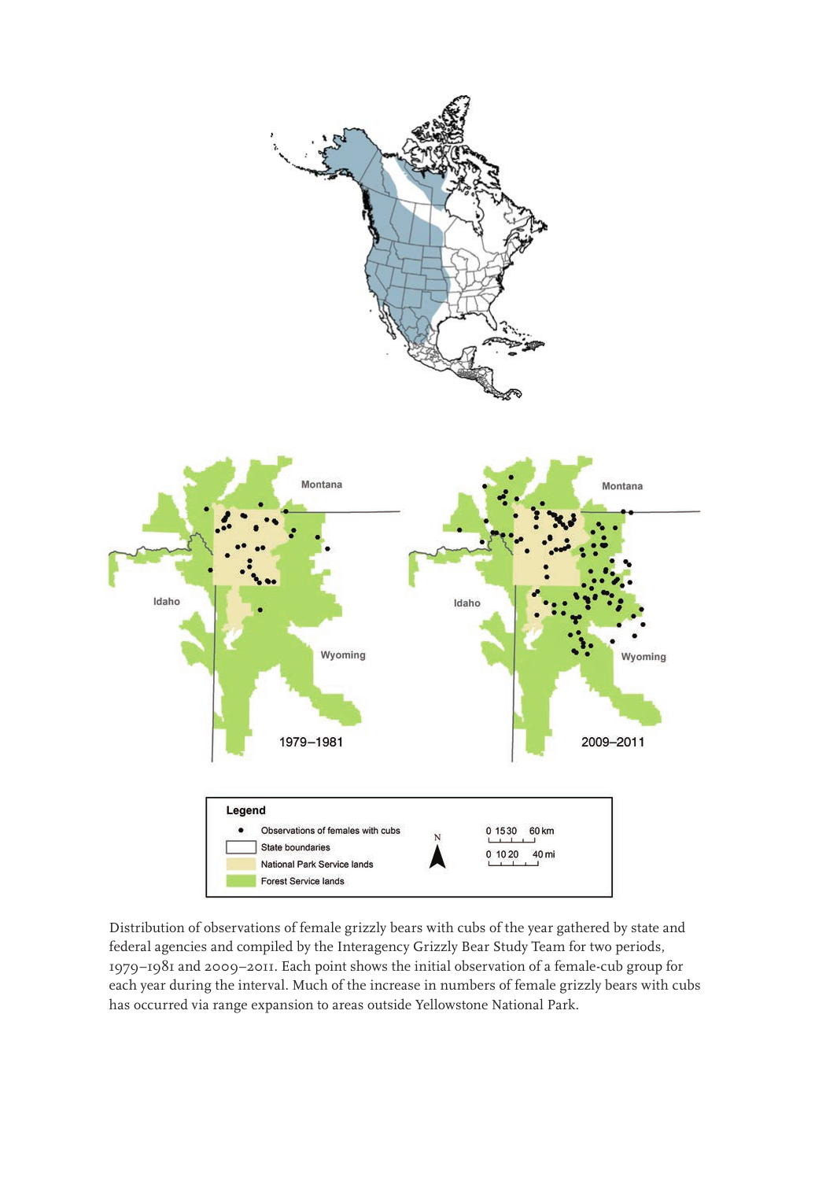Distribution of observations of female grizzly bears with cubs of the year gathered by state and federal agencies and compiled by the Interagency Grizzly Bear Study Team for two periods, 1979–1981 and 2009–2011. Each point shows the initial observation of a female-cub group for each year during the interval. Much of the increase in numbers of female grizzly bears with cubs has occurred via range expansion to areas outside Yellowstone National Park.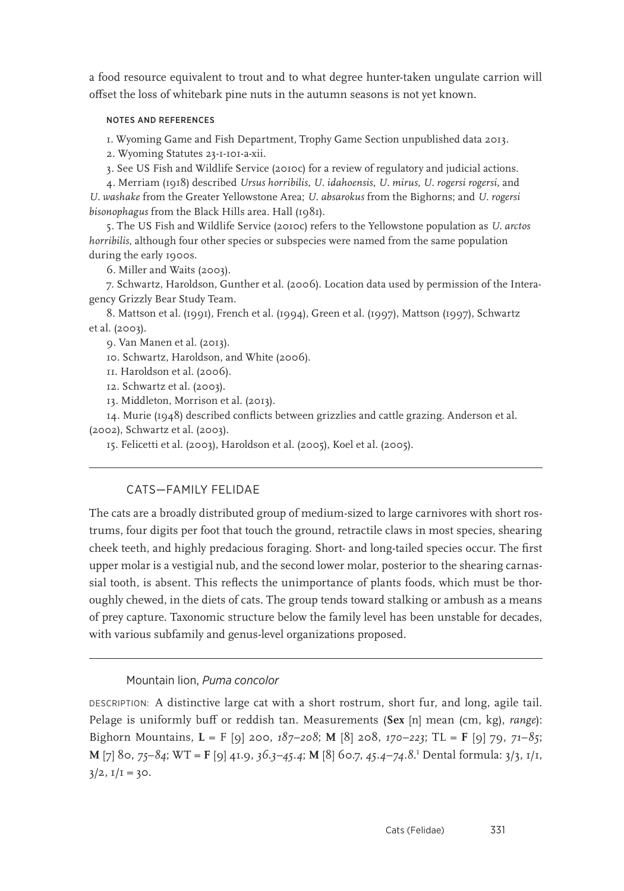a food resource equivalent to trout and to what degree hunter-taken ungulate carrion will offset the loss of whitebark pine nuts in the autumn seasons is not yet known.

#### NOTES AND REFERENCES

1. Wyoming Game and Fish Department, Trophy Game Section unpublished data 2013.
2. Wyoming Statutes 23-1-101-a-xii.
3. See US Fish and Wildlife Service (2010c) for a review of regulatory and judicial actions.
4. Merriam (1918) described *Ursus horribilis*, *U. idahoensis*, *U. mirus*, *U. rogersi rogersi*, and *U. washake* from the Greater Yellowstone Area; *U. absarokus* from the Bighorns; and *U. rogersi bisonophagus* from the Black Hills area. Hall (1981).
5. The US Fish and Wildlife Service (2010c) refers to the Yellowstone population as *U. arctos horribilis*, although four other species or subspecies were named from the same population during the early 1900s.
6. Miller and Waits (2003).
7. Schwartz, Haroldson, Gunther et al. (2006). Location data used by permission of the Interagency Grizzly Bear Study Team.
8. Mattson et al. (1991), French et al. (1994), Green et al. (1997), Mattson (1997), Schwartz et al. (2003).
9. Van Manen et al. (2013).
10. Schwartz, Haroldson, and White (2006).
11. Haroldson et al. (2006).
12. Schwartz et al. (2003).
13. Middleton, Morrison et al. (2013).
14. Murie (1948) described conflicts between grizzlies and cattle grazing. Anderson et al. (2002), Schwartz et al. (2003).
15. Felicetti et al. (2003), Haroldson et al. (2005), Koel et al. (2005).

---

## CATS—FAMILY FELIDAE

The cats are a broadly distributed group of medium-sized to large carnivores with short rostrums, four digits per foot that touch the ground, retractile claws in most species, shearing cheek teeth, and highly predacious foraging. Short- and long-tailed species occur. The first upper molar is a vestigial nub, and the second lower molar, posterior to the shearing carnassial tooth, is absent. This reflects the unimportance of plants foods, which must be thoroughly chewed, in the diets of cats. The group tends toward stalking or ambush as a means of prey capture. Taxonomic structure below the family level has been unstable for decades, with various subfamily and genus-level organizations proposed.

---

### Mountain lion, *Puma concolor*

DESCRIPTION: A distinctive large cat with a short rostrum, short fur, and long, agile tail. Pelage is uniformly buff or reddish tan. Measurements (**Sex** [n] mean (cm, kg), *range*): Bighorn Mountains, **L** = F [9] 200, *187–208*; **M** [8] 208, *170–223*; TL = **F** [9] 79, *71–85*; **M** [7] 80, *75–84*; WT = **F** [9] 41.9, *36.3–45.4*; **M** [8] 60.7, *45.4–74.8*.[1] Dental formula: 3/3, 1/1, 3/2, 1/1 = 30.